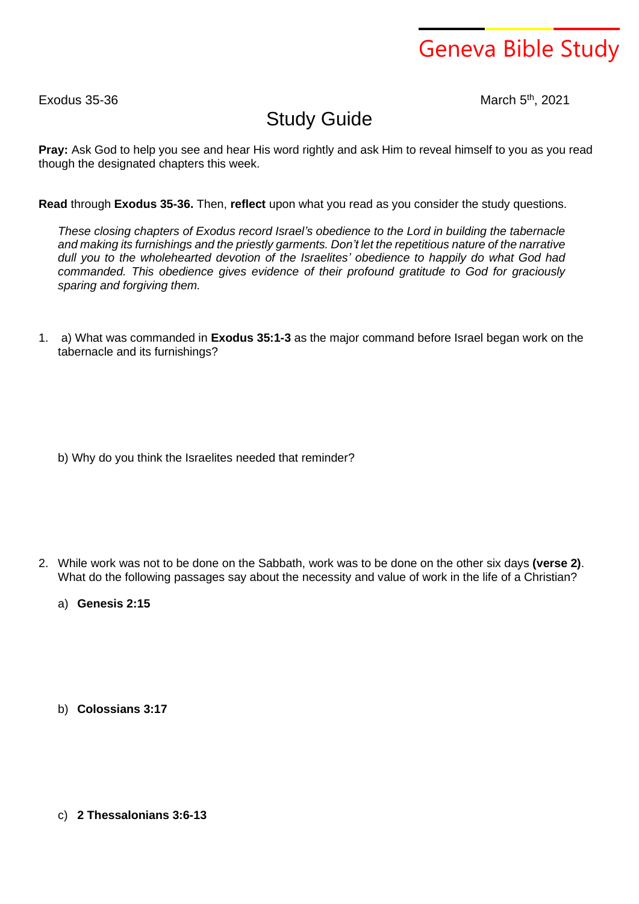Geneva Bible Study

Exodus 35-36 March 5th, 2021

# Study Guide

**Pray:** Ask God to help you see and hear His word rightly and ask Him to reveal himself to you as you read though the designated chapters this week.

**Read** through **Exodus 35-36.** Then, **reflect** upon what you read as you consider the study questions.

*These closing chapters of Exodus record Israel's obedience to the Lord in building the tabernacle and making its furnishings and the priestly garments. Don't let the repetitious nature of the narrative dull you to the wholehearted devotion of the Israelites' obedience to happily do what God had commanded. This obedience gives evidence of their profound gratitude to God for graciously sparing and forgiving them.*

1. a) What was commanded in **Exodus 35:1-3** as the major command before Israel began work on the tabernacle and its furnishings?

   b) Why do you think the Israelites needed that reminder?

2. While work was not to be done on the Sabbath, work was to be done on the other six days **(verse 2)**. What do the following passages say about the necessity and value of work in the life of a Christian?

   a) **Genesis 2:15**

   b) **Colossians 3:17**

   c) **2 Thessalonians 3:6-13**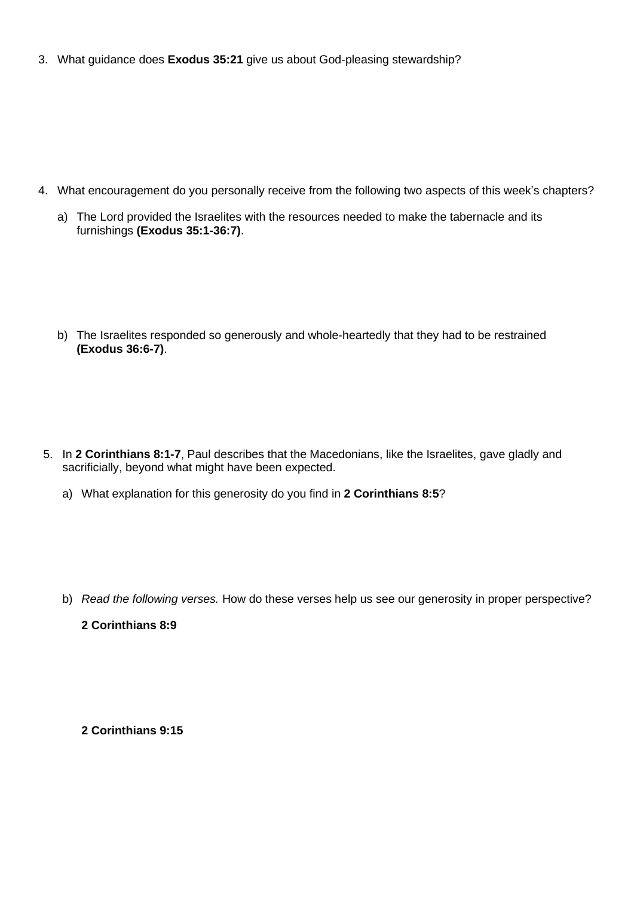3. What guidance does **Exodus 35:21** give us about God-pleasing stewardship?

4. What encouragement do you personally receive from the following two aspects of this week's chapters?

   a) The Lord provided the Israelites with the resources needed to make the tabernacle and its furnishings **(Exodus 35:1-36:7)**.

   b) The Israelites responded so generously and whole-heartedly that they had to be restrained **(Exodus 36:6-7)**.

5. In **2 Corinthians 8:1-7**, Paul describes that the Macedonians, like the Israelites, gave gladly and sacrificially, beyond what might have been expected.

   a) What explanation for this generosity do you find in **2 Corinthians 8:5**?

   b) *Read the following verses.* How do these verses help us see our generosity in proper perspective?

      **2 Corinthians 8:9**

      **2 Corinthians 9:15**